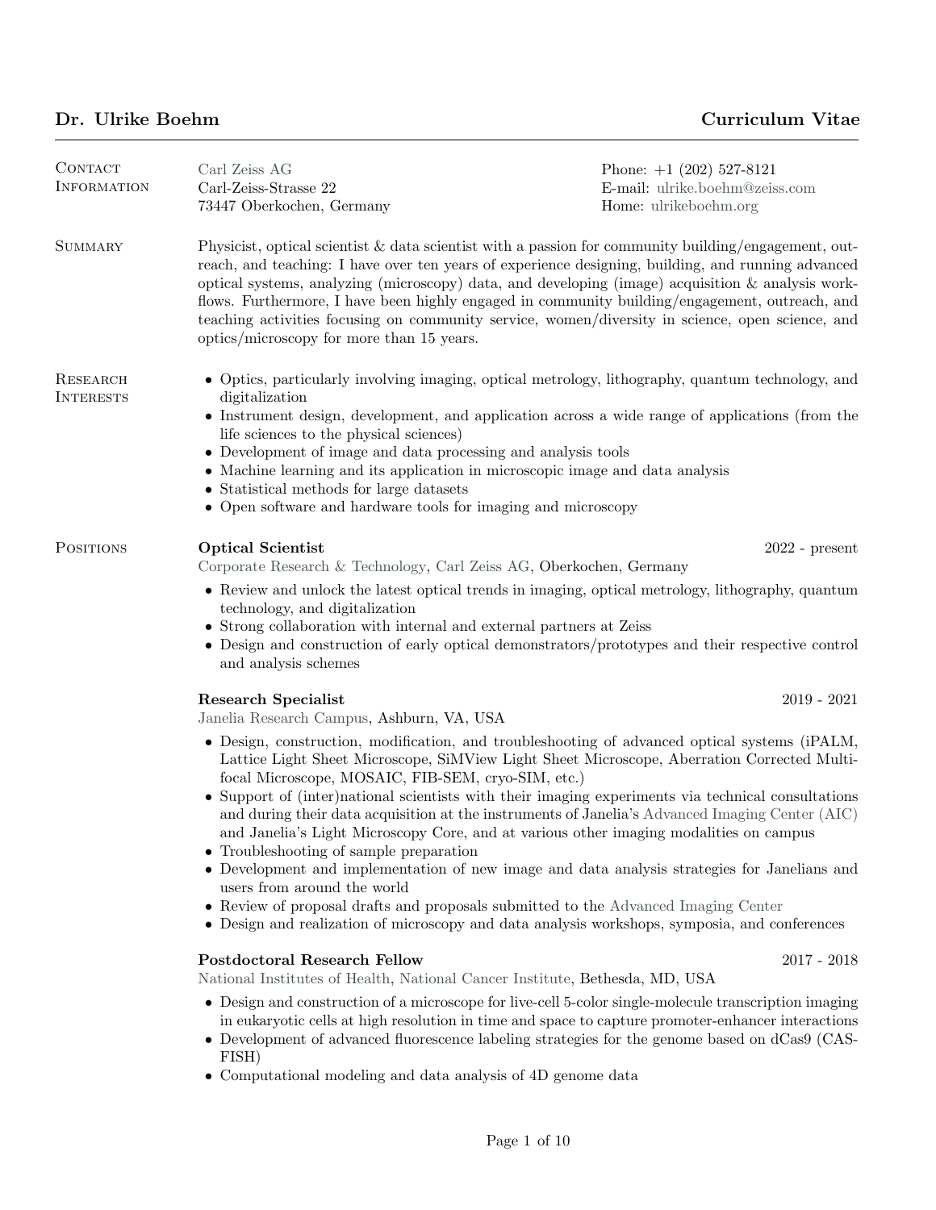# Dr. Ulrike Boehm

**Curriculum Vitae**

## Contact Information

Carl Zeiss AG
Carl-Zeiss-Strasse 22
73447 Oberkochen, Germany

Phone: +1 (202) 527-8121
E-mail: ulrike.boehm@zeiss.com
Home: ulrikeboehm.org

## Summary

Physicist, optical scientist & data scientist with a passion for community building/engagement, outreach, and teaching: I have over ten years of experience designing, building, and running advanced optical systems, analyzing (microscopy) data, and developing (image) acquisition & analysis workflows. Furthermore, I have been highly engaged in community building/engagement, outreach, and teaching activities focusing on community service, women/diversity in science, open science, and optics/microscopy for more than 15 years.

## Research Interests

- Optics, particularly involving imaging, optical metrology, lithography, quantum technology, and digitalization
- Instrument design, development, and application across a wide range of applications (from the life sciences to the physical sciences)
- Development of image and data processing and analysis tools
- Machine learning and its application in microscopic image and data analysis
- Statistical methods for large datasets
- Open software and hardware tools for imaging and microscopy

## Positions

**Optical Scientist** — 2022 - present
Corporate Research & Technology, Carl Zeiss AG, Oberkochen, Germany

- Review and unlock the latest optical trends in imaging, optical metrology, lithography, quantum technology, and digitalization
- Strong collaboration with internal and external partners at Zeiss
- Design and construction of early optical demonstrators/prototypes and their respective control and analysis schemes

**Research Specialist** — 2019 - 2021
Janelia Research Campus, Ashburn, VA, USA

- Design, construction, modification, and troubleshooting of advanced optical systems (iPALM, Lattice Light Sheet Microscope, SiMView Light Sheet Microscope, Aberration Corrected Multifocal Microscope, MOSAIC, FIB-SEM, cryo-SIM, etc.)
- Support of (inter)national scientists with their imaging experiments via technical consultations and during their data acquisition at the instruments of Janelia's Advanced Imaging Center (AIC) and Janelia's Light Microscopy Core, and at various other imaging modalities on campus
- Troubleshooting of sample preparation
- Development and implementation of new image and data analysis strategies for Janelians and users from around the world
- Review of proposal drafts and proposals submitted to the Advanced Imaging Center
- Design and realization of microscopy and data analysis workshops, symposia, and conferences

**Postdoctoral Research Fellow** — 2017 - 2018
National Institutes of Health, National Cancer Institute, Bethesda, MD, USA

- Design and construction of a microscope for live-cell 5-color single-molecule transcription imaging in eukaryotic cells at high resolution in time and space to capture promoter-enhancer interactions
- Development of advanced fluorescence labeling strategies for the genome based on dCas9 (CAS-FISH)
- Computational modeling and data analysis of 4D genome data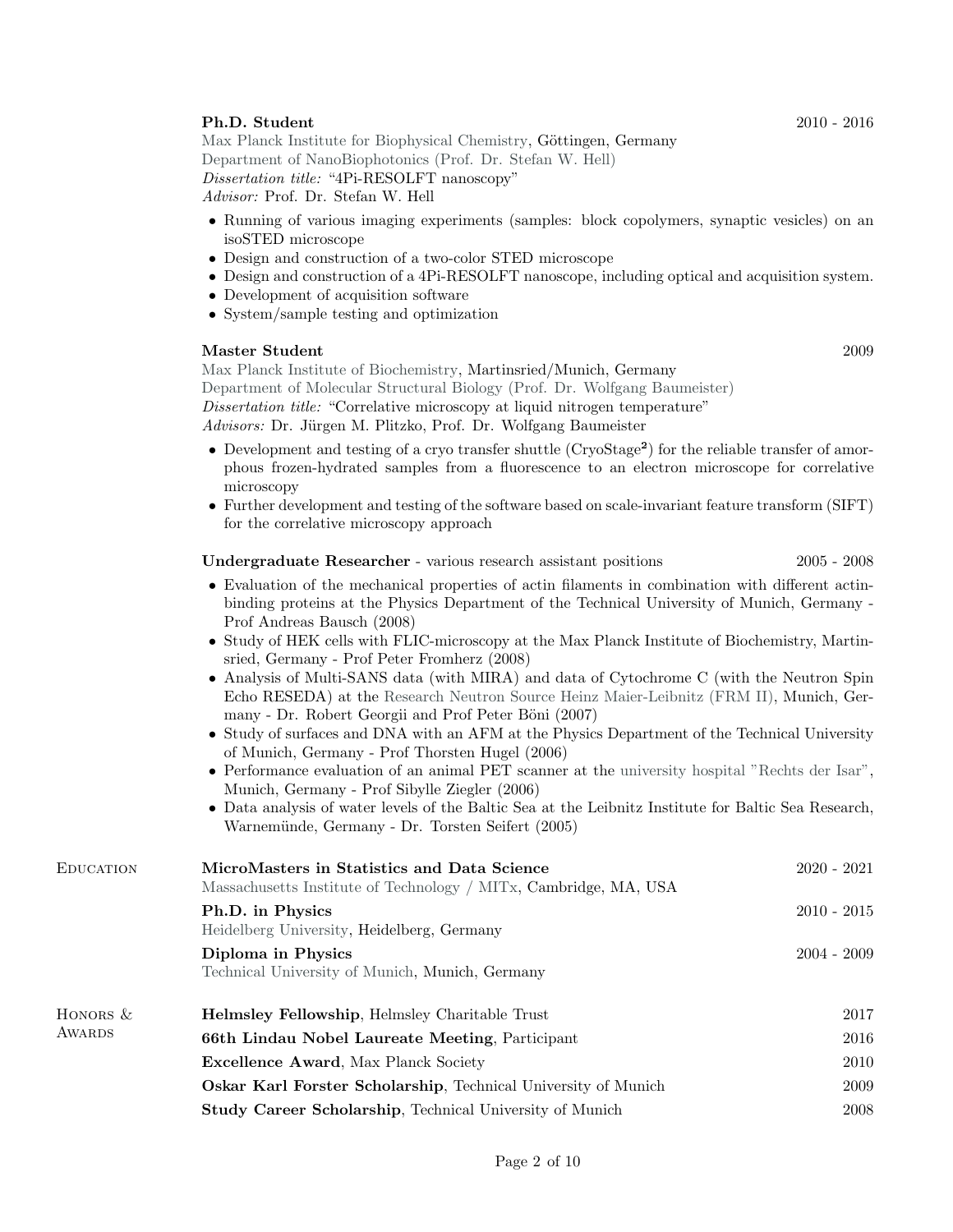**Ph.D. Student** 2010 - 2016
Max Planck Institute for Biophysical Chemistry, Göttingen, Germany
Department of NanoBiophotonics (Prof. Dr. Stefan W. Hell)
*Dissertation title:* "4Pi-RESOLFT nanoscopy"
*Advisor:* Prof. Dr. Stefan W. Hell

- Running of various imaging experiments (samples: block copolymers, synaptic vesicles) on an isoSTED microscope
- Design and construction of a two-color STED microscope
- Design and construction of a 4Pi-RESOLFT nanoscope, including optical and acquisition system.
- Development of acquisition software
- System/sample testing and optimization

**Master Student** 2009
Max Planck Institute of Biochemistry, Martinsried/Munich, Germany
Department of Molecular Structural Biology (Prof. Dr. Wolfgang Baumeister)
*Dissertation title:* "Correlative microscopy at liquid nitrogen temperature"
*Advisors:* Dr. Jürgen M. Plitzko, Prof. Dr. Wolfgang Baumeister

- Development and testing of a cryo transfer shuttle (CryoStage$^2$) for the reliable transfer of amorphous frozen-hydrated samples from a fluorescence to an electron microscope for correlative microscopy
- Further development and testing of the software based on scale-invariant feature transform (SIFT) for the correlative microscopy approach

**Undergraduate Researcher** - various research assistant positions 2005 - 2008

- Evaluation of the mechanical properties of actin filaments in combination with different actin-binding proteins at the Physics Department of the Technical University of Munich, Germany - Prof Andreas Bausch (2008)
- Study of HEK cells with FLIC-microscopy at the Max Planck Institute of Biochemistry, Martinsried, Germany - Prof Peter Fromherz (2008)
- Analysis of Multi-SANS data (with MIRA) and data of Cytochrome C (with the Neutron Spin Echo RESEDA) at the Research Neutron Source Heinz Maier-Leibnitz (FRM II), Munich, Germany - Dr. Robert Georgii and Prof Peter Böni (2007)
- Study of surfaces and DNA with an AFM at the Physics Department of the Technical University of Munich, Germany - Prof Thorsten Hugel (2006)
- Performance evaluation of an animal PET scanner at the university hospital "Rechts der Isar", Munich, Germany - Prof Sibylle Ziegler (2006)
- Data analysis of water levels of the Baltic Sea at the Leibnitz Institute for Baltic Sea Research, Warnemünde, Germany - Dr. Torsten Seifert (2005)

## Education

**MicroMasters in Statistics and Data Science** 2020 - 2021
Massachusetts Institute of Technology / MITx, Cambridge, MA, USA

**Ph.D. in Physics** 2010 - 2015
Heidelberg University, Heidelberg, Germany

**Diploma in Physics** 2004 - 2009
Technical University of Munich, Munich, Germany

## Honors & Awards

**Helmsley Fellowship**, Helmsley Charitable Trust 2017

**66th Lindau Nobel Laureate Meeting**, Participant 2016

**Excellence Award**, Max Planck Society 2010

**Oskar Karl Forster Scholarship**, Technical University of Munich 2009

**Study Career Scholarship**, Technical University of Munich 2008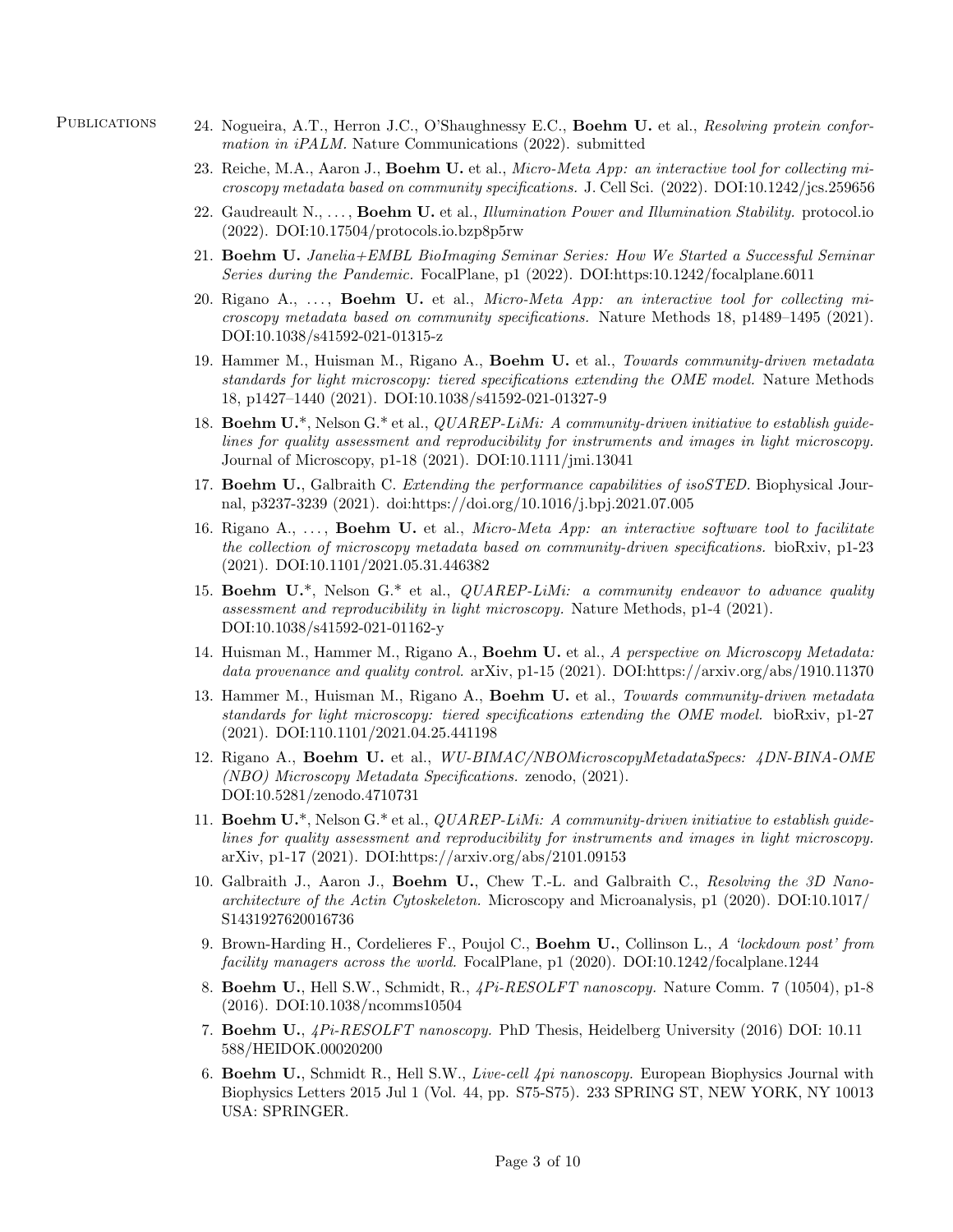## Publications

24. Nogueira, A.T., Herron J.C., O'Shaughnessy E.C., **Boehm U.** et al., *Resolving protein conformation in iPALM.* Nature Communications (2022). submitted
23. Reiche, M.A., Aaron J., **Boehm U.** et al., *Micro-Meta App: an interactive tool for collecting microscopy metadata based on community specifications.* J. Cell Sci. (2022). DOI:10.1242/jcs.259656
22. Gaudreault N., ..., **Boehm U.** et al., *Illumination Power and Illumination Stability.* protocol.io (2022). DOI:10.17504/protocols.io.bzp8p5rw
21. **Boehm U.** *Janelia+EMBL BioImaging Seminar Series: How We Started a Successful Seminar Series during the Pandemic.* FocalPlane, p1 (2022). DOI:https:10.1242/focalplane.6011
20. Rigano A., ..., **Boehm U.** et al., *Micro-Meta App: an interactive tool for collecting microscopy metadata based on community specifications.* Nature Methods 18, p1489–1495 (2021). DOI:10.1038/s41592-021-01315-z
19. Hammer M., Huisman M., Rigano A., **Boehm U.** et al., *Towards community-driven metadata standards for light microscopy: tiered specifications extending the OME model.* Nature Methods 18, p1427–1440 (2021). DOI:10.1038/s41592-021-01327-9
18. **Boehm U.***, Nelson G.* et al., *QUAREP-LiMi: A community-driven initiative to establish guidelines for quality assessment and reproducibility for instruments and images in light microscopy.* Journal of Microscopy, p1-18 (2021). DOI:10.1111/jmi.13041
17. **Boehm U.**, Galbraith C. *Extending the performance capabilities of isoSTED.* Biophysical Journal, p3237-3239 (2021). doi:https://doi.org/10.1016/j.bpj.2021.07.005
16. Rigano A., ..., **Boehm U.** et al., *Micro-Meta App: an interactive software tool to facilitate the collection of microscopy metadata based on community-driven specifications.* bioRxiv, p1-23 (2021). DOI:10.1101/2021.05.31.446382
15. **Boehm U.***, Nelson G.* et al., *QUAREP-LiMi: a community endeavor to advance quality assessment and reproducibility in light microscopy.* Nature Methods, p1-4 (2021). DOI:10.1038/s41592-021-01162-y
14. Huisman M., Hammer M., Rigano A., **Boehm U.** et al., *A perspective on Microscopy Metadata: data provenance and quality control.* arXiv, p1-15 (2021). DOI:https://arxiv.org/abs/1910.11370
13. Hammer M., Huisman M., Rigano A., **Boehm U.** et al., *Towards community-driven metadata standards for light microscopy: tiered specifications extending the OME model.* bioRxiv, p1-27 (2021). DOI:110.1101/2021.04.25.441198
12. Rigano A., **Boehm U.** et al., *WU-BIMAC/NBOMicroscopyMetadataSpecs: 4DN-BINA-OME (NBO) Microscopy Metadata Specifications.* zenodo, (2021). DOI:10.5281/zenodo.4710731
11. **Boehm U.***, Nelson G.* et al., *QUAREP-LiMi: A community-driven initiative to establish guidelines for quality assessment and reproducibility for instruments and images in light microscopy.* arXiv, p1-17 (2021). DOI:https://arxiv.org/abs/2101.09153
10. Galbraith J., Aaron J., **Boehm U.**, Chew T.-L. and Galbraith C., *Resolving the 3D Nanoarchitecture of the Actin Cytoskeleton.* Microscopy and Microanalysis, p1 (2020). DOI:10.1017/S1431927620016736
9. Brown-Harding H., Cordelieres F., Poujol C., **Boehm U.**, Collinson L., *A 'lockdown post' from facility managers across the world.* FocalPlane, p1 (2020). DOI:10.1242/focalplane.1244
8. **Boehm U.**, Hell S.W., Schmidt, R., *4Pi-RESOLFT nanoscopy.* Nature Comm. 7 (10504), p1-8 (2016). DOI:10.1038/ncomms10504
7. **Boehm U.**, *4Pi-RESOLFT nanoscopy.* PhD Thesis, Heidelberg University (2016) DOI: 10.11588/HEIDOK.00020200
6. **Boehm U.**, Schmidt R., Hell S.W., *Live-cell 4pi nanoscopy.* European Biophysics Journal with Biophysics Letters 2015 Jul 1 (Vol. 44, pp. S75-S75). 233 SPRING ST, NEW YORK, NY 10013 USA: SPRINGER.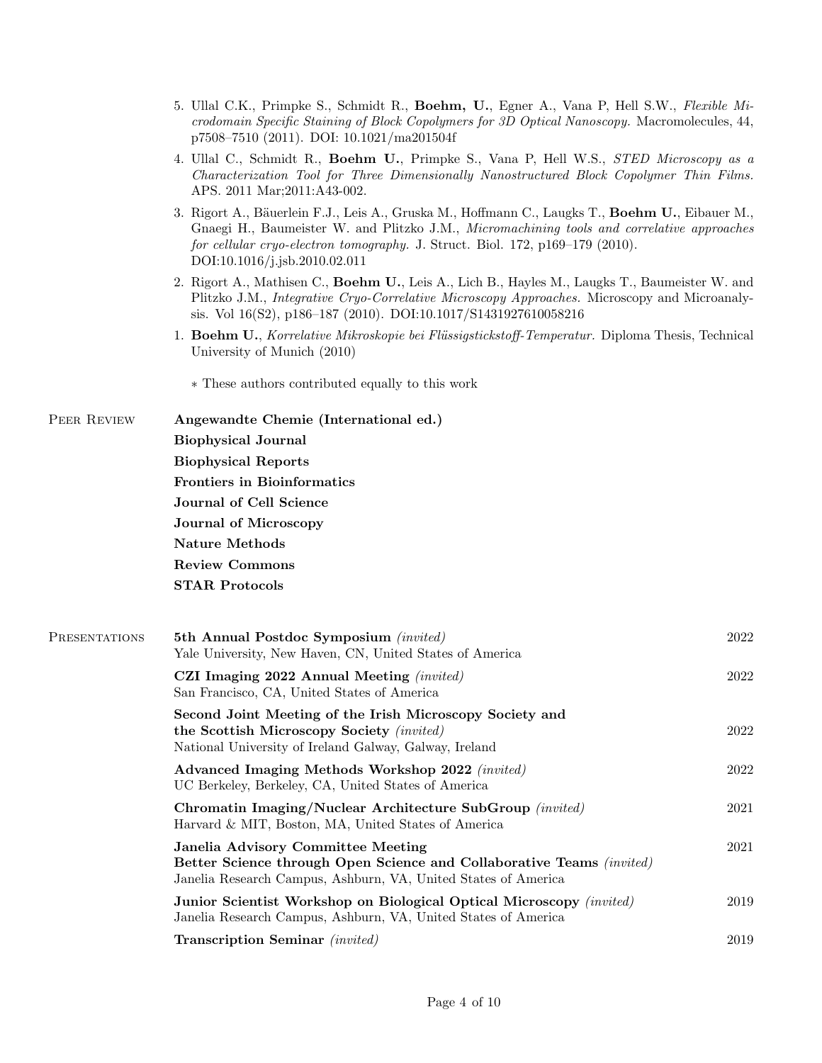5. Ullal C.K., Primpke S., Schmidt R., **Boehm, U.**, Egner A., Vana P, Hell S.W., *Flexible Microdomain Specific Staining of Block Copolymers for 3D Optical Nanoscopy.* Macromolecules, 44, p7508–7510 (2011). DOI: 10.1021/ma201504f

4. Ullal C., Schmidt R., **Boehm U.**, Primpke S., Vana P, Hell W.S., *STED Microscopy as a Characterization Tool for Three Dimensionally Nanostructured Block Copolymer Thin Films.* APS. 2011 Mar;2011:A43-002.

3. Rigort A., Bäuerlein F.J., Leis A., Gruska M., Hoffmann C., Laugks T., **Boehm U.**, Eibauer M., Gnaegi H., Baumeister W. and Plitzko J.M., *Micromachining tools and correlative approaches for cellular cryo-electron tomography.* J. Struct. Biol. 172, p169–179 (2010). DOI:10.1016/j.jsb.2010.02.011

2. Rigort A., Mathisen C., **Boehm U.**, Leis A., Lich B., Hayles M., Laugks T., Baumeister W. and Plitzko J.M., *Integrative Cryo-Correlative Microscopy Approaches.* Microscopy and Microanalysis. Vol 16(S2), p186–187 (2010). DOI:10.1017/S1431927610058216

1. **Boehm U.**, *Korrelative Mikroskopie bei Flüssigstickstoff-Temperatur.* Diploma Thesis, Technical University of Munich (2010)

∗ These authors contributed equally to this work

## Peer Review

**Angewandte Chemie (International ed.)**

**Biophysical Journal**

**Biophysical Reports**

**Frontiers in Bioinformatics**

**Journal of Cell Science**

**Journal of Microscopy**

**Nature Methods**

**Review Commons**

**STAR Protocols**

## Presentations

**5th Annual Postdoc Symposium** *(invited)* — 2022
Yale University, New Haven, CN, United States of America

**CZI Imaging 2022 Annual Meeting** *(invited)* — 2022
San Francisco, CA, United States of America

**Second Joint Meeting of the Irish Microscopy Society and the Scottish Microscopy Society** *(invited)* — 2022
National University of Ireland Galway, Galway, Ireland

**Advanced Imaging Methods Workshop 2022** *(invited)* — 2022
UC Berkeley, Berkeley, CA, United States of America

**Chromatin Imaging/Nuclear Architecture SubGroup** *(invited)* — 2021
Harvard & MIT, Boston, MA, United States of America

**Janelia Advisory Committee Meeting**
**Better Science through Open Science and Collaborative Teams** *(invited)* — 2021
Janelia Research Campus, Ashburn, VA, United States of America

**Junior Scientist Workshop on Biological Optical Microscopy** *(invited)* — 2019
Janelia Research Campus, Ashburn, VA, United States of America

**Transcription Seminar** *(invited)* — 2019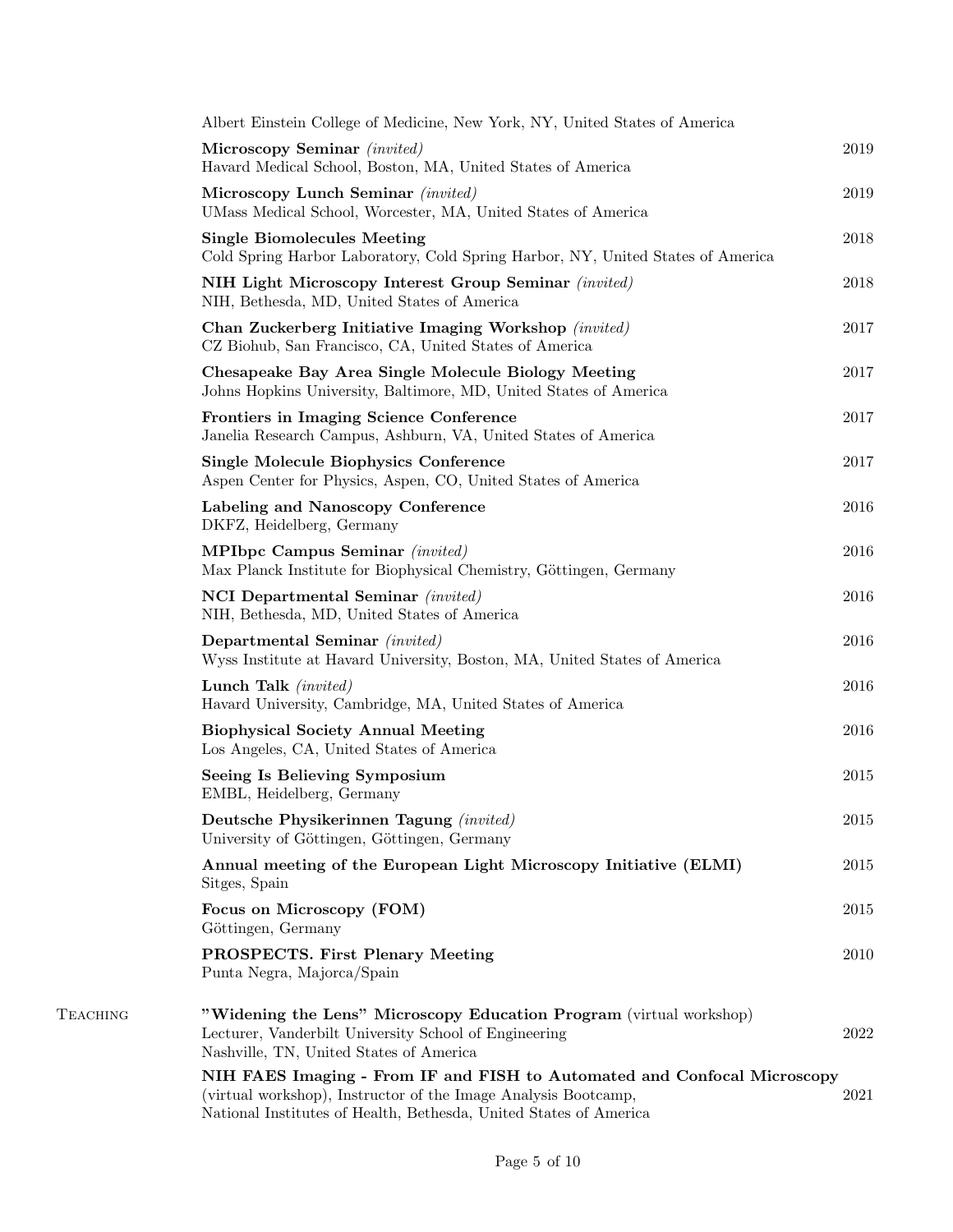Albert Einstein College of Medicine, New York, NY, United States of America

**Microscopy Seminar** *(invited)* — 2019
Havard Medical School, Boston, MA, United States of America

**Microscopy Lunch Seminar** *(invited)* — 2019
UMass Medical School, Worcester, MA, United States of America

**Single Biomolecules Meeting** — 2018
Cold Spring Harbor Laboratory, Cold Spring Harbor, NY, United States of America

**NIH Light Microscopy Interest Group Seminar** *(invited)* — 2018
NIH, Bethesda, MD, United States of America

**Chan Zuckerberg Initiative Imaging Workshop** *(invited)* — 2017
CZ Biohub, San Francisco, CA, United States of America

**Chesapeake Bay Area Single Molecule Biology Meeting** — 2017
Johns Hopkins University, Baltimore, MD, United States of America

**Frontiers in Imaging Science Conference** — 2017
Janelia Research Campus, Ashburn, VA, United States of America

**Single Molecule Biophysics Conference** — 2017
Aspen Center for Physics, Aspen, CO, United States of America

**Labeling and Nanoscopy Conference** — 2016
DKFZ, Heidelberg, Germany

**MPIbpc Campus Seminar** *(invited)* — 2016
Max Planck Institute for Biophysical Chemistry, Göttingen, Germany

**NCI Departmental Seminar** *(invited)* — 2016
NIH, Bethesda, MD, United States of America

**Departmental Seminar** *(invited)* — 2016
Wyss Institute at Havard University, Boston, MA, United States of America

**Lunch Talk** *(invited)* — 2016
Havard University, Cambridge, MA, United States of America

**Biophysical Society Annual Meeting** — 2016
Los Angeles, CA, United States of America

**Seeing Is Believing Symposium** — 2015
EMBL, Heidelberg, Germany

**Deutsche Physikerinnen Tagung** *(invited)* — 2015
University of Göttingen, Göttingen, Germany

**Annual meeting of the European Light Microscopy Initiative (ELMI)** — 2015
Sitges, Spain

**Focus on Microscopy (FOM)** — 2015
Göttingen, Germany

**PROSPECTS. First Plenary Meeting** — 2010
Punta Negra, Majorca/Spain

## Teaching

**"Widening the Lens" Microscopy Education Program** (virtual workshop)
Lecturer, Vanderbilt University School of Engineering — 2022
Nashville, TN, United States of America

**NIH FAES Imaging - From IF and FISH to Automated and Confocal Microscopy**
(virtual workshop), Instructor of the Image Analysis Bootcamp, — 2021
National Institutes of Health, Bethesda, United States of America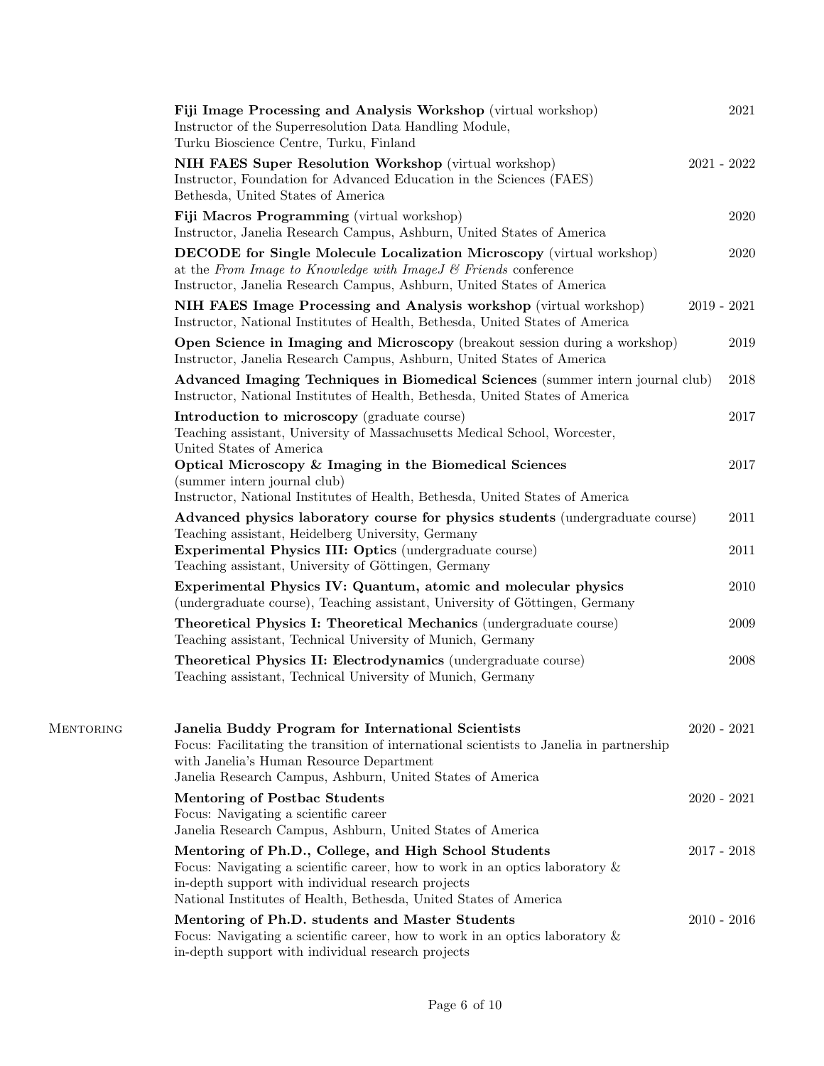**Fiji Image Processing and Analysis Workshop** (virtual workshop) — 2021
Instructor of the Superresolution Data Handling Module,
Turku Bioscience Centre, Turku, Finland

**NIH FAES Super Resolution Workshop** (virtual workshop) — 2021 - 2022
Instructor, Foundation for Advanced Education in the Sciences (FAES)
Bethesda, United States of America

**Fiji Macros Programming** (virtual workshop) — 2020
Instructor, Janelia Research Campus, Ashburn, United States of America

**DECODE for Single Molecule Localization Microscopy** (virtual workshop) — 2020
at the *From Image to Knowledge with ImageJ & Friends* conference
Instructor, Janelia Research Campus, Ashburn, United States of America

**NIH FAES Image Processing and Analysis workshop** (virtual workshop) — 2019 - 2021
Instructor, National Institutes of Health, Bethesda, United States of America

**Open Science in Imaging and Microscopy** (breakout session during a workshop) — 2019
Instructor, Janelia Research Campus, Ashburn, United States of America

**Advanced Imaging Techniques in Biomedical Sciences** (summer intern journal club) — 2018
Instructor, National Institutes of Health, Bethesda, United States of America

**Introduction to microscopy** (graduate course) — 2017
Teaching assistant, University of Massachusetts Medical School, Worcester, United States of America

**Optical Microscopy & Imaging in the Biomedical Sciences** (summer intern journal club) — 2017
Instructor, National Institutes of Health, Bethesda, United States of America

**Advanced physics laboratory course for physics students** (undergraduate course) — 2011
Teaching assistant, Heidelberg University, Germany

**Experimental Physics III: Optics** (undergraduate course) — 2011
Teaching assistant, University of Göttingen, Germany

**Experimental Physics IV: Quantum, atomic and molecular physics** (undergraduate course), Teaching assistant, University of Göttingen, Germany — 2010

**Theoretical Physics I: Theoretical Mechanics** (undergraduate course) — 2009
Teaching assistant, Technical University of Munich, Germany

**Theoretical Physics II: Electrodynamics** (undergraduate course) — 2008
Teaching assistant, Technical University of Munich, Germany

## Mentoring

**Janelia Buddy Program for International Scientists** — 2020 - 2021
Focus: Facilitating the transition of international scientists to Janelia in partnership with Janelia's Human Resource Department
Janelia Research Campus, Ashburn, United States of America

**Mentoring of Postbac Students** — 2020 - 2021
Focus: Navigating a scientific career
Janelia Research Campus, Ashburn, United States of America

**Mentoring of Ph.D., College, and High School Students** — 2017 - 2018
Focus: Navigating a scientific career, how to work in an optics laboratory & in-depth support with individual research projects
National Institutes of Health, Bethesda, United States of America

**Mentoring of Ph.D. students and Master Students** — 2010 - 2016
Focus: Navigating a scientific career, how to work in an optics laboratory & in-depth support with individual research projects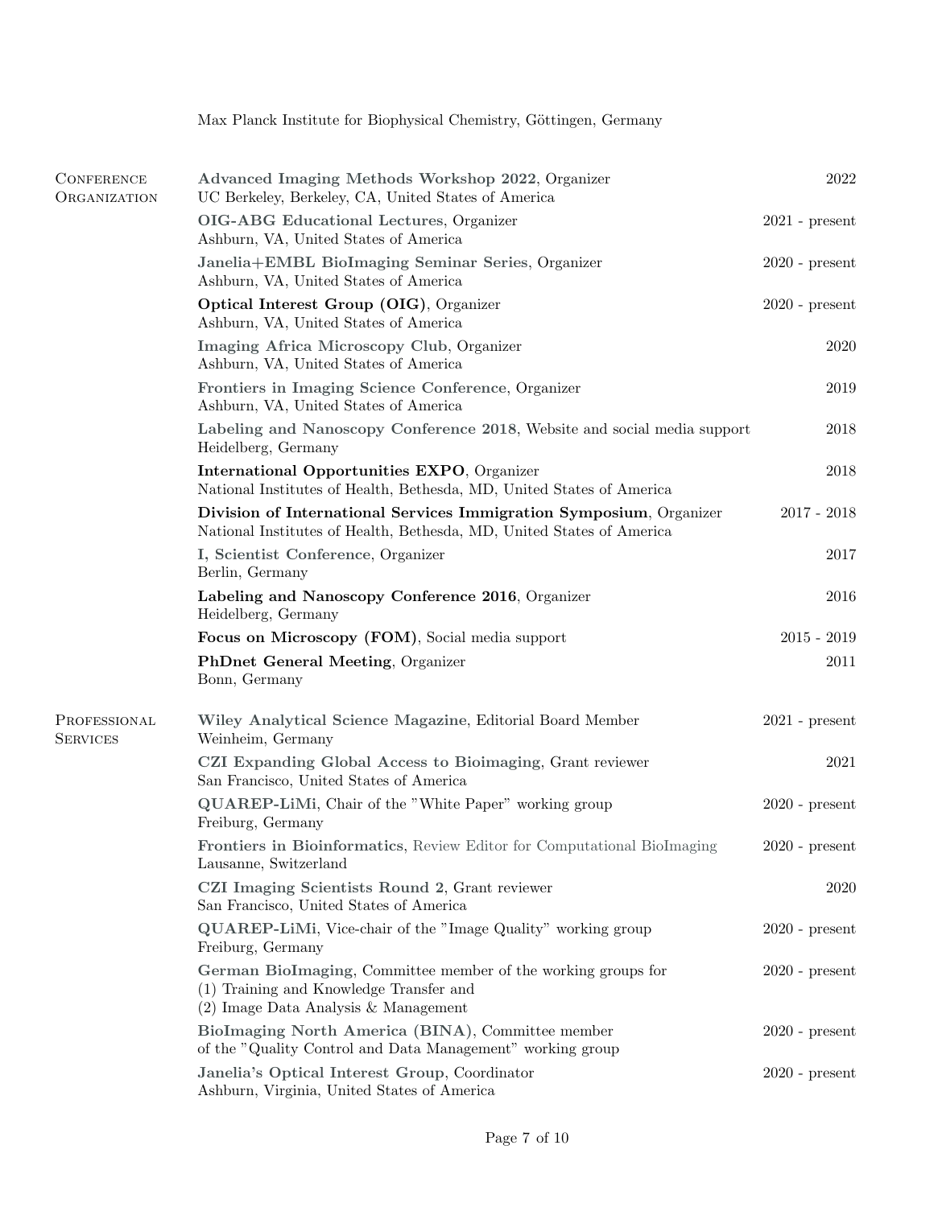Max Planck Institute for Biophysical Chemistry, Göttingen, Germany

## Conference Organization

**Advanced Imaging Methods Workshop 2022**, Organizer — 2022
UC Berkeley, Berkeley, CA, United States of America

**OIG-ABG Educational Lectures**, Organizer — 2021 - present
Ashburn, VA, United States of America

**Janelia+EMBL BioImaging Seminar Series**, Organizer — 2020 - present
Ashburn, VA, United States of America

**Optical Interest Group (OIG)**, Organizer — 2020 - present
Ashburn, VA, United States of America

**Imaging Africa Microscopy Club**, Organizer — 2020
Ashburn, VA, United States of America

**Frontiers in Imaging Science Conference**, Organizer — 2019
Ashburn, VA, United States of America

**Labeling and Nanoscopy Conference 2018**, Website and social media support — 2018
Heidelberg, Germany

**International Opportunities EXPO**, Organizer — 2018
National Institutes of Health, Bethesda, MD, United States of America

**Division of International Services Immigration Symposium**, Organizer — 2017 - 2018
National Institutes of Health, Bethesda, MD, United States of America

**I, Scientist Conference**, Organizer — 2017
Berlin, Germany

**Labeling and Nanoscopy Conference 2016**, Organizer — 2016
Heidelberg, Germany

**Focus on Microscopy (FOM)**, Social media support — 2015 - 2019

**PhDnet General Meeting**, Organizer — 2011
Bonn, Germany

## Professional Services

**Wiley Analytical Science Magazine**, Editorial Board Member — 2021 - present
Weinheim, Germany

**CZI Expanding Global Access to Bioimaging**, Grant reviewer — 2021
San Francisco, United States of America

**QUAREP-LiMi**, Chair of the "White Paper" working group — 2020 - present
Freiburg, Germany

**Frontiers in Bioinformatics**, Review Editor for Computational BioImaging — 2020 - present
Lausanne, Switzerland

**CZI Imaging Scientists Round 2**, Grant reviewer — 2020
San Francisco, United States of America

**QUAREP-LiMi**, Vice-chair of the "Image Quality" working group — 2020 - present
Freiburg, Germany

**German BioImaging**, Committee member of the working groups for — 2020 - present
(1) Training and Knowledge Transfer and
(2) Image Data Analysis & Management

**BioImaging North America (BINA)**, Committee member — 2020 - present
of the "Quality Control and Data Management" working group

**Janelia's Optical Interest Group**, Coordinator — 2020 - present
Ashburn, Virginia, United States of America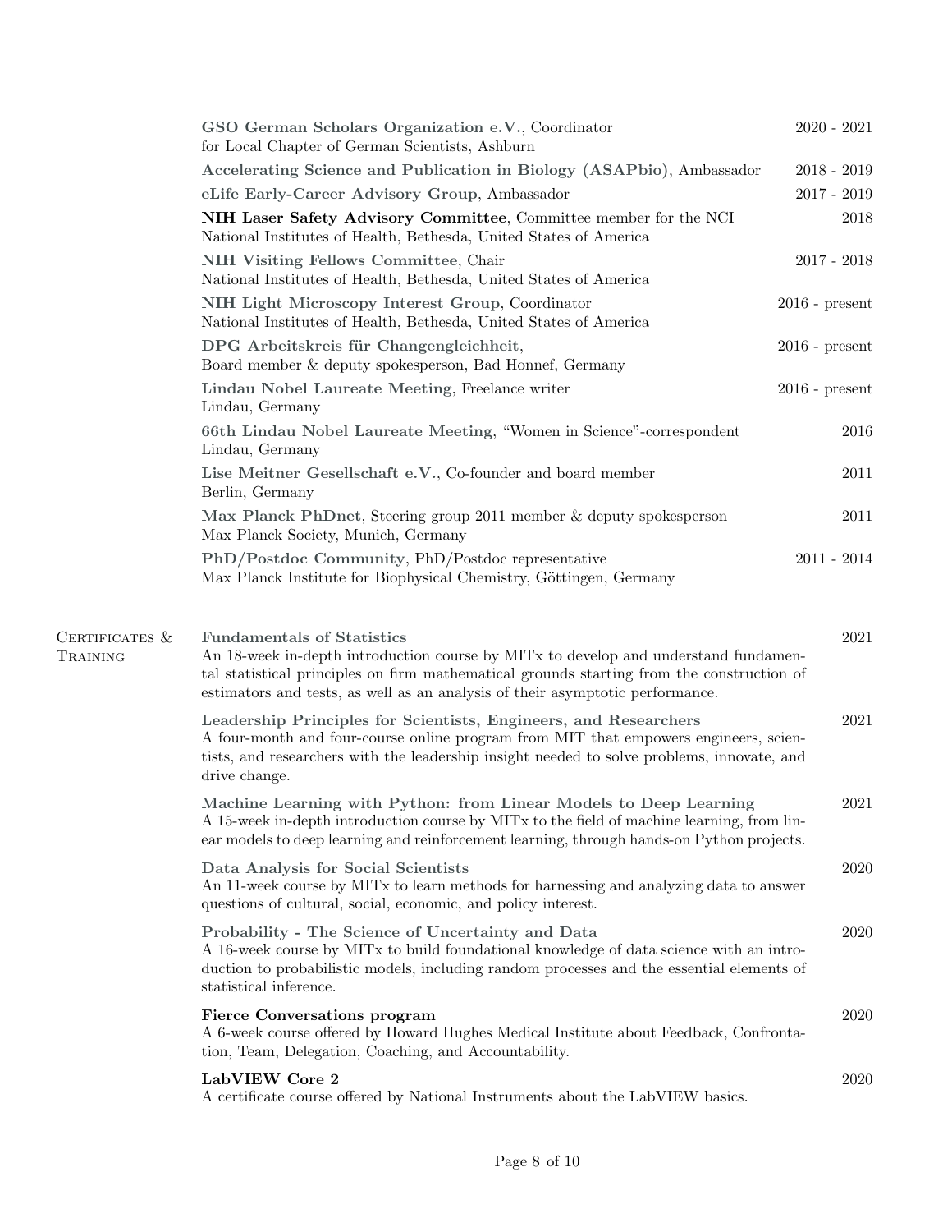**GSO German Scholars Organization e.V.**, Coordinator — 2020 - 2021
for Local Chapter of German Scientists, Ashburn

**Accelerating Science and Publication in Biology (ASAPbio)**, Ambassador — 2018 - 2019

**eLife Early-Career Advisory Group**, Ambassador — 2017 - 2019

**NIH Laser Safety Advisory Committee**, Committee member for the NCI — 2018
National Institutes of Health, Bethesda, United States of America

**NIH Visiting Fellows Committee**, Chair — 2017 - 2018
National Institutes of Health, Bethesda, United States of America

**NIH Light Microscopy Interest Group**, Coordinator — 2016 - present
National Institutes of Health, Bethesda, United States of America

**DPG Arbeitskreis für Changengleichheit**, — 2016 - present
Board member & deputy spokesperson, Bad Honnef, Germany

**Lindau Nobel Laureate Meeting**, Freelance writer — 2016 - present
Lindau, Germany

**66th Lindau Nobel Laureate Meeting**, "Women in Science"-correspondent — 2016
Lindau, Germany

**Lise Meitner Gesellschaft e.V.**, Co-founder and board member — 2011
Berlin, Germany

**Max Planck PhDnet**, Steering group 2011 member & deputy spokesperson — 2011
Max Planck Society, Munich, Germany

**PhD/Postdoc Community**, PhD/Postdoc representative — 2011 - 2014
Max Planck Institute for Biophysical Chemistry, Göttingen, Germany

## Certificates & Training

**Fundamentals of Statistics** — 2021
An 18-week in-depth introduction course by MITx to develop and understand fundamental statistical principles on firm mathematical grounds starting from the construction of estimators and tests, as well as an analysis of their asymptotic performance.

**Leadership Principles for Scientists, Engineers, and Researchers** — 2021
A four-month and four-course online program from MIT that empowers engineers, scientists, and researchers with the leadership insight needed to solve problems, innovate, and drive change.

**Machine Learning with Python: from Linear Models to Deep Learning** — 2021
A 15-week in-depth introduction course by MITx to the field of machine learning, from linear models to deep learning and reinforcement learning, through hands-on Python projects.

**Data Analysis for Social Scientists** — 2020
An 11-week course by MITx to learn methods for harnessing and analyzing data to answer questions of cultural, social, economic, and policy interest.

**Probability - The Science of Uncertainty and Data** — 2020
A 16-week course by MITx to build foundational knowledge of data science with an introduction to probabilistic models, including random processes and the essential elements of statistical inference.

**Fierce Conversations program** — 2020
A 6-week course offered by Howard Hughes Medical Institute about Feedback, Confrontation, Team, Delegation, Coaching, and Accountability.

**LabVIEW Core 2** — 2020
A certificate course offered by National Instruments about the LabVIEW basics.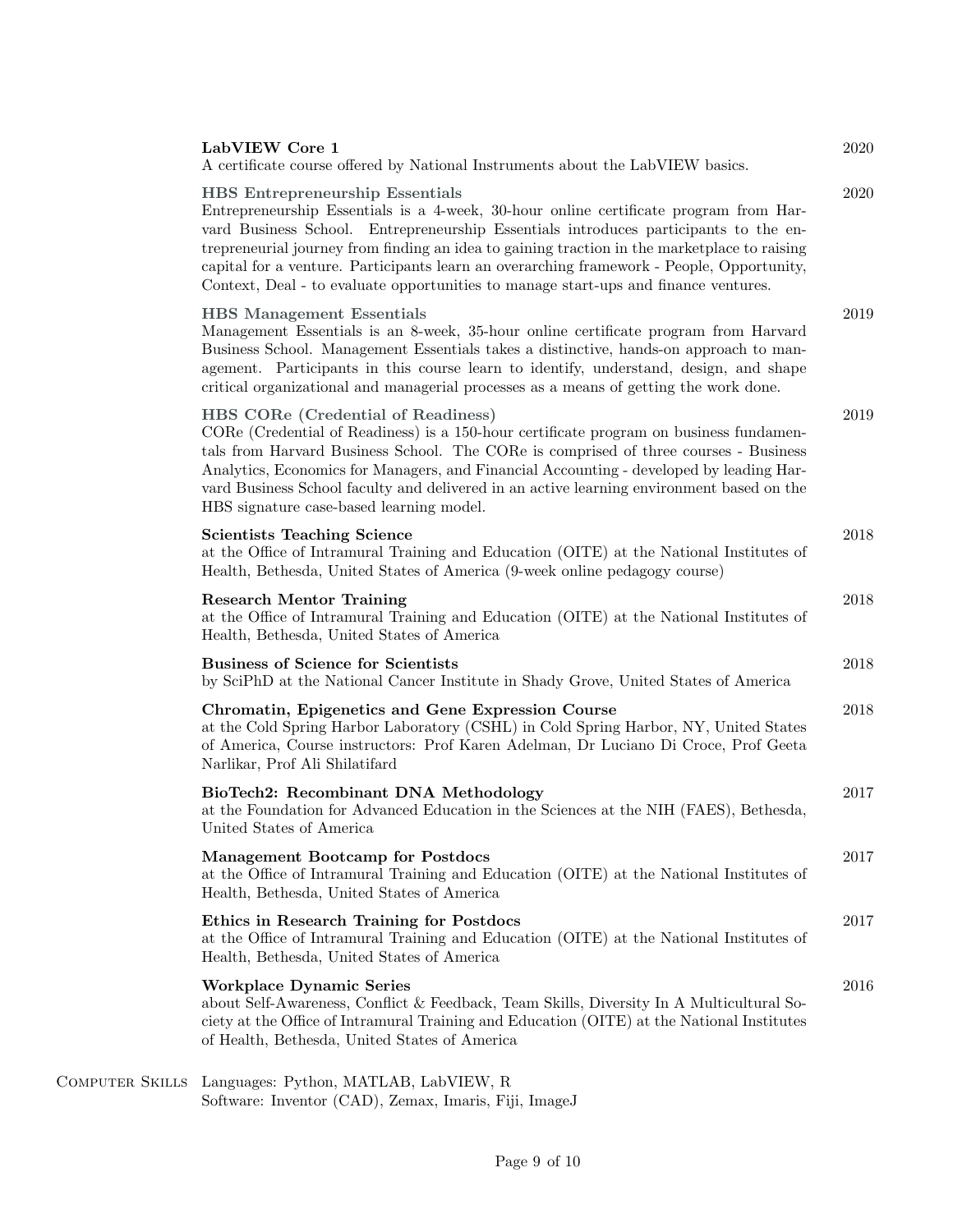**LabVIEW Core 1** 2020
A certificate course offered by National Instruments about the LabVIEW basics.

**HBS Entrepreneurship Essentials** 2020
Entrepreneurship Essentials is a 4-week, 30-hour online certificate program from Harvard Business School. Entrepreneurship Essentials introduces participants to the entrepreneurial journey from finding an idea to gaining traction in the marketplace to raising capital for a venture. Participants learn an overarching framework - People, Opportunity, Context, Deal - to evaluate opportunities to manage start-ups and finance ventures.

**HBS Management Essentials** 2019
Management Essentials is an 8-week, 35-hour online certificate program from Harvard Business School. Management Essentials takes a distinctive, hands-on approach to management. Participants in this course learn to identify, understand, design, and shape critical organizational and managerial processes as a means of getting the work done.

**HBS CORe (Credential of Readiness)** 2019
CORe (Credential of Readiness) is a 150-hour certificate program on business fundamentals from Harvard Business School. The CORe is comprised of three courses - Business Analytics, Economics for Managers, and Financial Accounting - developed by leading Harvard Business School faculty and delivered in an active learning environment based on the HBS signature case-based learning model.

**Scientists Teaching Science** 2018
at the Office of Intramural Training and Education (OITE) at the National Institutes of Health, Bethesda, United States of America (9-week online pedagogy course)

**Research Mentor Training** 2018
at the Office of Intramural Training and Education (OITE) at the National Institutes of Health, Bethesda, United States of America

**Business of Science for Scientists** 2018
by SciPhD at the National Cancer Institute in Shady Grove, United States of America

**Chromatin, Epigenetics and Gene Expression Course** 2018
at the Cold Spring Harbor Laboratory (CSHL) in Cold Spring Harbor, NY, United States of America, Course instructors: Prof Karen Adelman, Dr Luciano Di Croce, Prof Geeta Narlikar, Prof Ali Shilatifard

**BioTech2: Recombinant DNA Methodology** 2017
at the Foundation for Advanced Education in the Sciences at the NIH (FAES), Bethesda, United States of America

**Management Bootcamp for Postdocs** 2017
at the Office of Intramural Training and Education (OITE) at the National Institutes of Health, Bethesda, United States of America

**Ethics in Research Training for Postdocs** 2017
at the Office of Intramural Training and Education (OITE) at the National Institutes of Health, Bethesda, United States of America

**Workplace Dynamic Series** 2016
about Self-Awareness, Conflict & Feedback, Team Skills, Diversity In A Multicultural Society at the Office of Intramural Training and Education (OITE) at the National Institutes of Health, Bethesda, United States of America

## Computer Skills

Languages: Python, MATLAB, LabVIEW, R
Software: Inventor (CAD), Zemax, Imaris, Fiji, ImageJ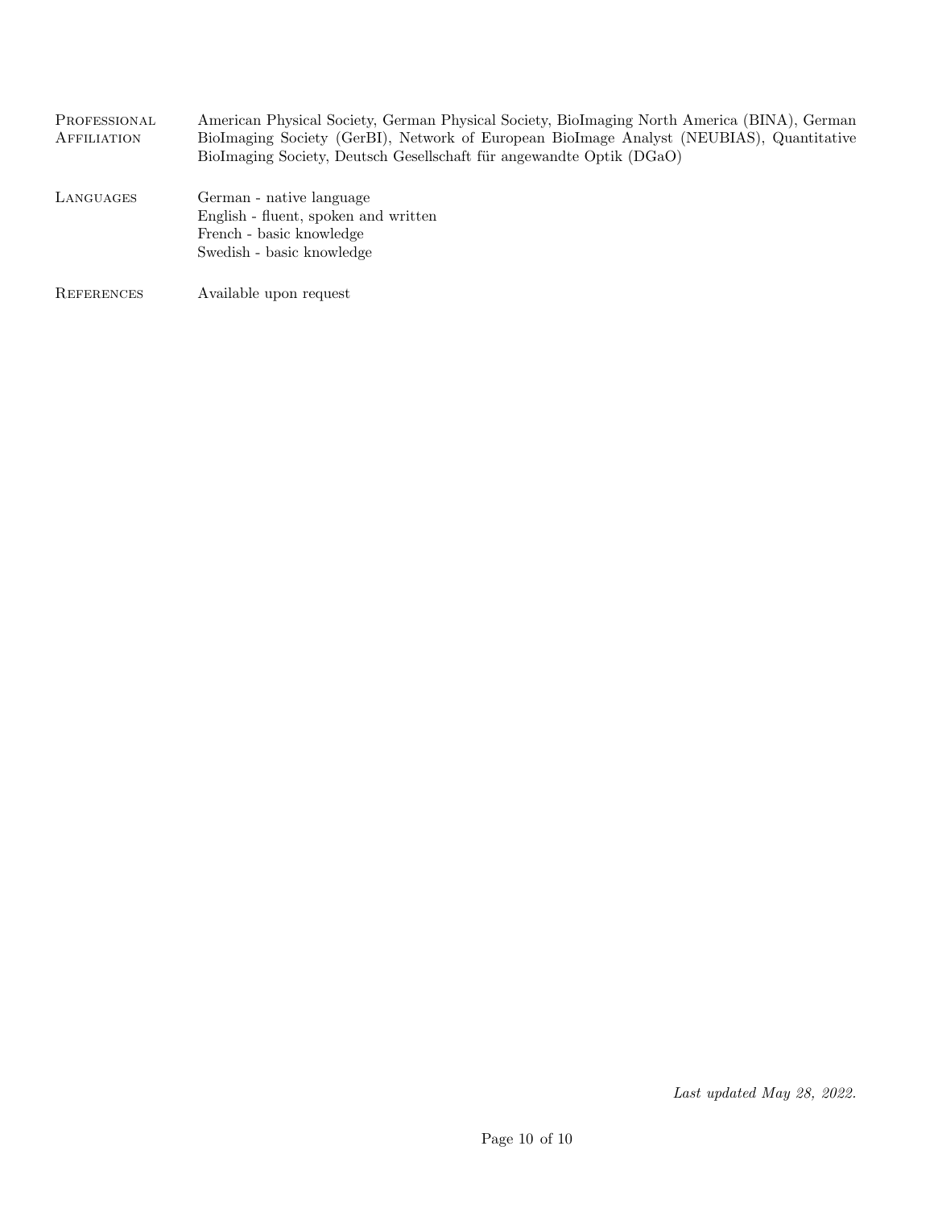**Professional Affiliation**

American Physical Society, German Physical Society, BioImaging North America (BINA), German BioImaging Society (GerBI), Network of European BioImage Analyst (NEUBIAS), Quantitative BioImaging Society, Deutsch Gesellschaft für angewandte Optik (DGaO)

**Languages**

German - native language
English - fluent, spoken and written
French - basic knowledge
Swedish - basic knowledge

**References**

Available upon request

*Last updated May 28, 2022.*